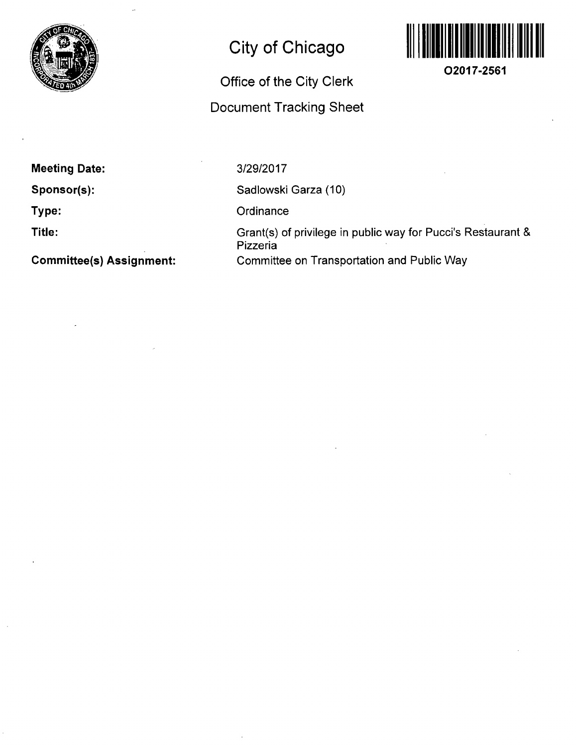# City of Chicago

## Office of the City Clerk

## Document Tracking Sheet

O2017-2561

**Meeting Date:** 3/29/2017

**Sponsor(s):** Sadlowski Garza (10)

**Type:** Ordinance

**Title:** Grant(s) of privilege in public way for Pucci's Restaurant & Pizzeria

**Committee(s) Assignment:** Committee on Transportation and Public Way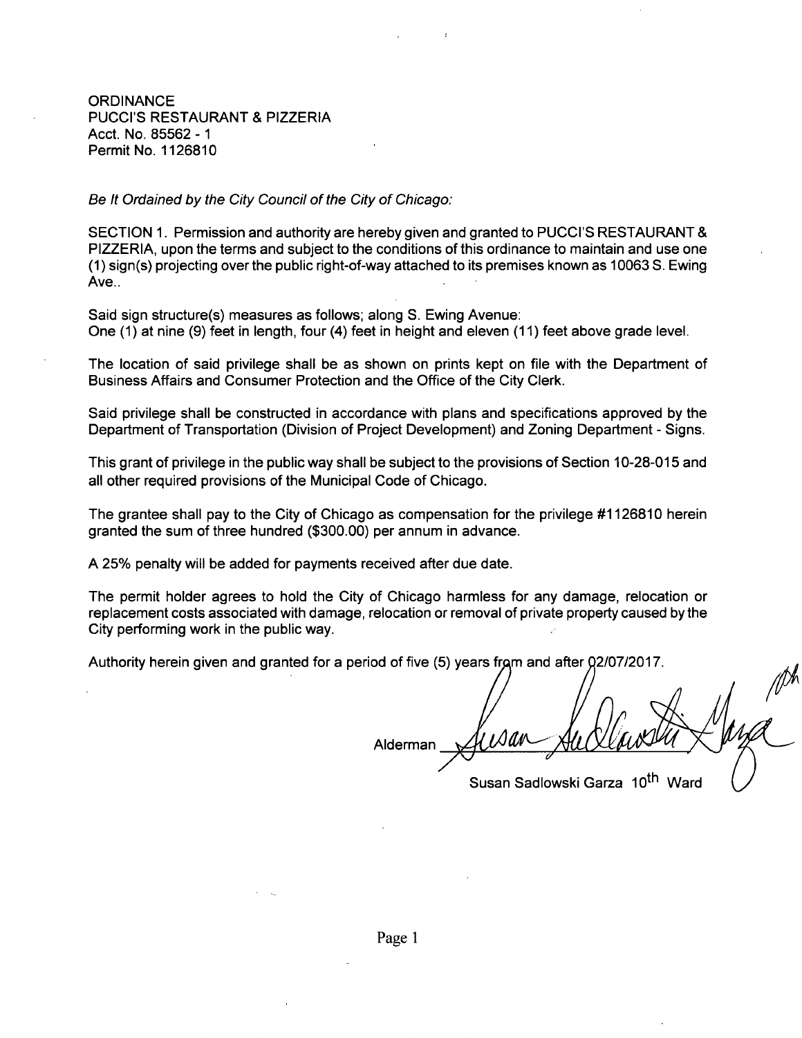ORDINANCE
PUCCI'S RESTAURANT & PIZZERIA
Acct. No. 85562 - 1
Permit No. 1126810

*Be It Ordained by the City Council of the City of Chicago:*

SECTION 1. Permission and authority are hereby given and granted to PUCCI'S RESTAURANT & PIZZERIA, upon the terms and subject to the conditions of this ordinance to maintain and use one (1) sign(s) projecting over the public right-of-way attached to its premises known as 10063 S. Ewing Ave..

Said sign structure(s) measures as follows; along S. Ewing Avenue:
One (1) at nine (9) feet in length, four (4) feet in height and eleven (11) feet above grade level.

The location of said privilege shall be as shown on prints kept on file with the Department of Business Affairs and Consumer Protection and the Office of the City Clerk.

Said privilege shall be constructed in accordance with plans and specifications approved by the Department of Transportation (Division of Project Development) and Zoning Department - Signs.

This grant of privilege in the public way shall be subject to the provisions of Section 10-28-015 and all other required provisions of the Municipal Code of Chicago.

The grantee shall pay to the City of Chicago as compensation for the privilege #1126810 herein granted the sum of three hundred ($300.00) per annum in advance.

A 25% penalty will be added for payments received after due date.

The permit holder agrees to hold the City of Chicago harmless for any damage, relocation or replacement costs associated with damage, relocation or removal of private property caused by the City performing work in the public way.

Authority herein given and granted for a period of five (5) years from and after 02/07/2017.

Alderman ______________________

Susan Sadlowski Garza 10th Ward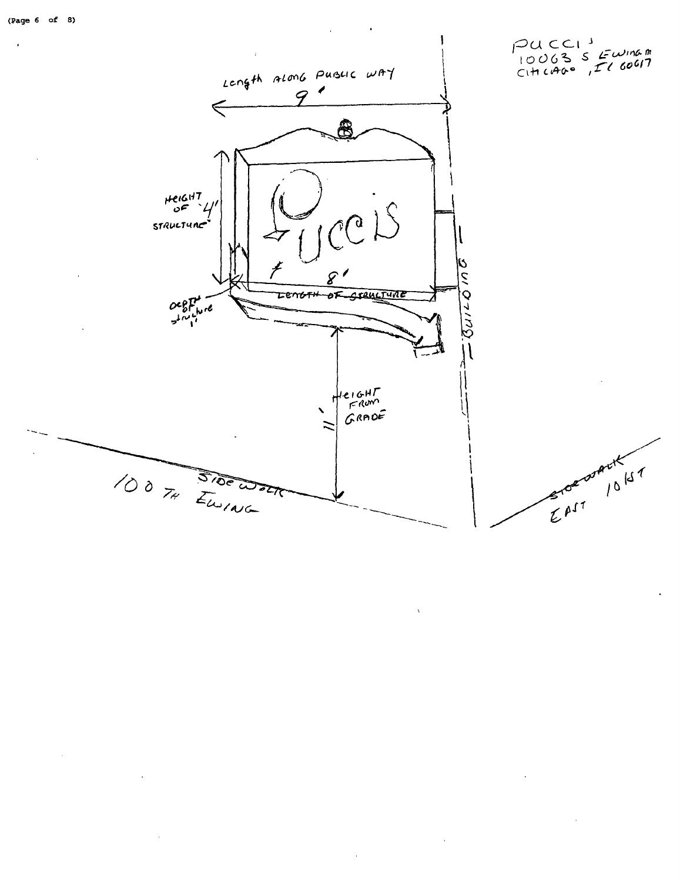PUCCI'S
10063 S Ewing m
Chicago, IL 60617

Length along public way
9'

Height of structure 4'

Pucci's

8'
Length of structure

Depth of structure 1'

Height from grade
11'

Building

Sidewalk
100th Ewing

Sidewalk
East 101st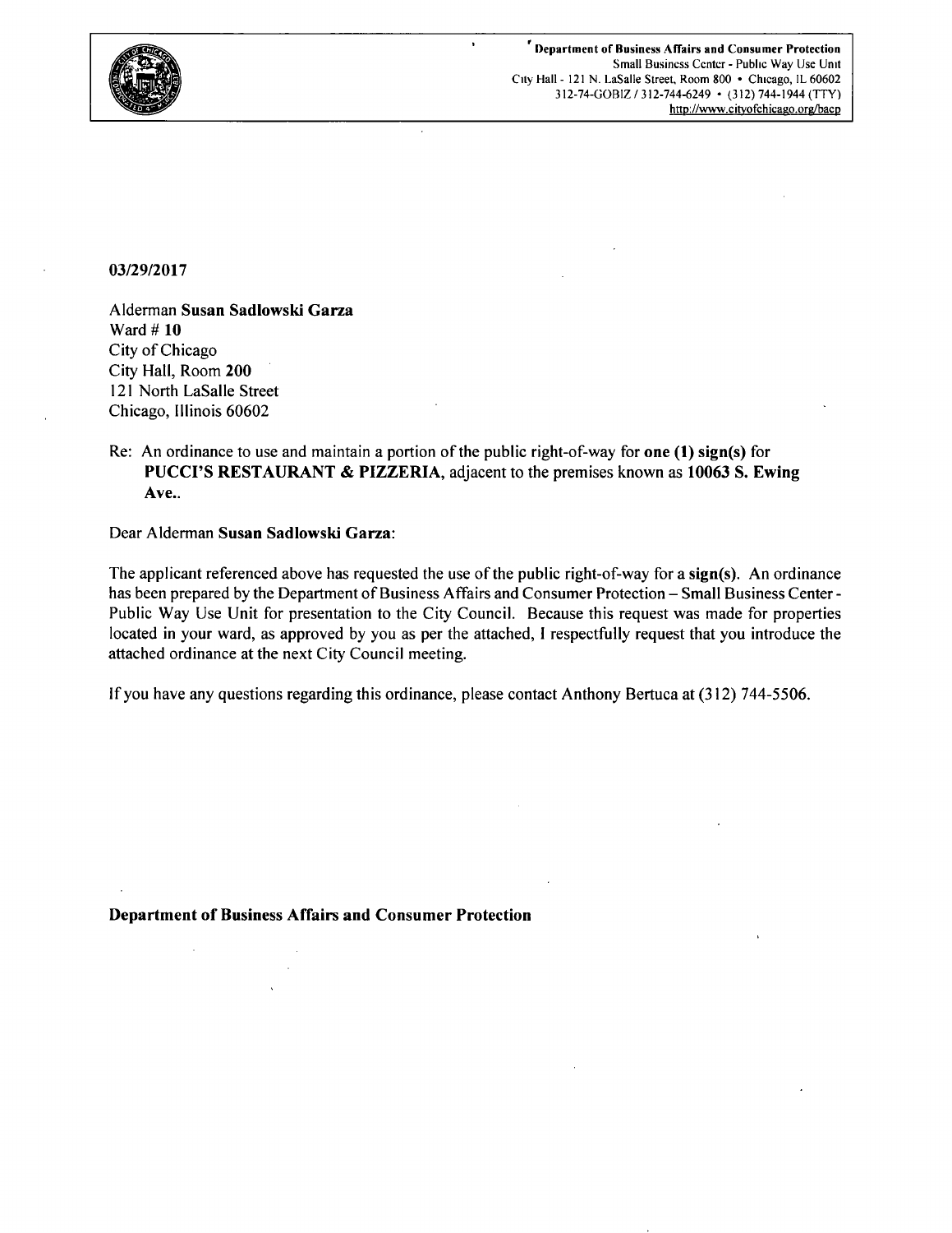**Department of Business Affairs and Consumer Protection**
Small Business Center - Public Way Use Unit
City Hall - 121 N. LaSalle Street, Room 800 • Chicago, IL 60602
312-74-GOBIZ / 312-744-6249 • (312) 744-1944 (TTY)
http://www.cityofchicago.org/bacp

**03/29/2017**

Alderman **Susan Sadlowski Garza**
Ward # **10**
City of Chicago
City Hall, Room **200**
121 North LaSalle Street
Chicago, Illinois 60602

Re: An ordinance to use and maintain a portion of the public right-of-way for **one (1) sign(s)** for **PUCCI'S RESTAURANT & PIZZERIA**, adjacent to the premises known as **10063 S. Ewing Ave..**

Dear Alderman **Susan Sadlowski Garza**:

The applicant referenced above has requested the use of the public right-of-way for a **sign(s)**. An ordinance has been prepared by the Department of Business Affairs and Consumer Protection – Small Business Center - Public Way Use Unit for presentation to the City Council. Because this request was made for properties located in your ward, as approved by you as per the attached, I respectfully request that you introduce the attached ordinance at the next City Council meeting.

If you have any questions regarding this ordinance, please contact Anthony Bertuca at (312) 744-5506.

**Department of Business Affairs and Consumer Protection**